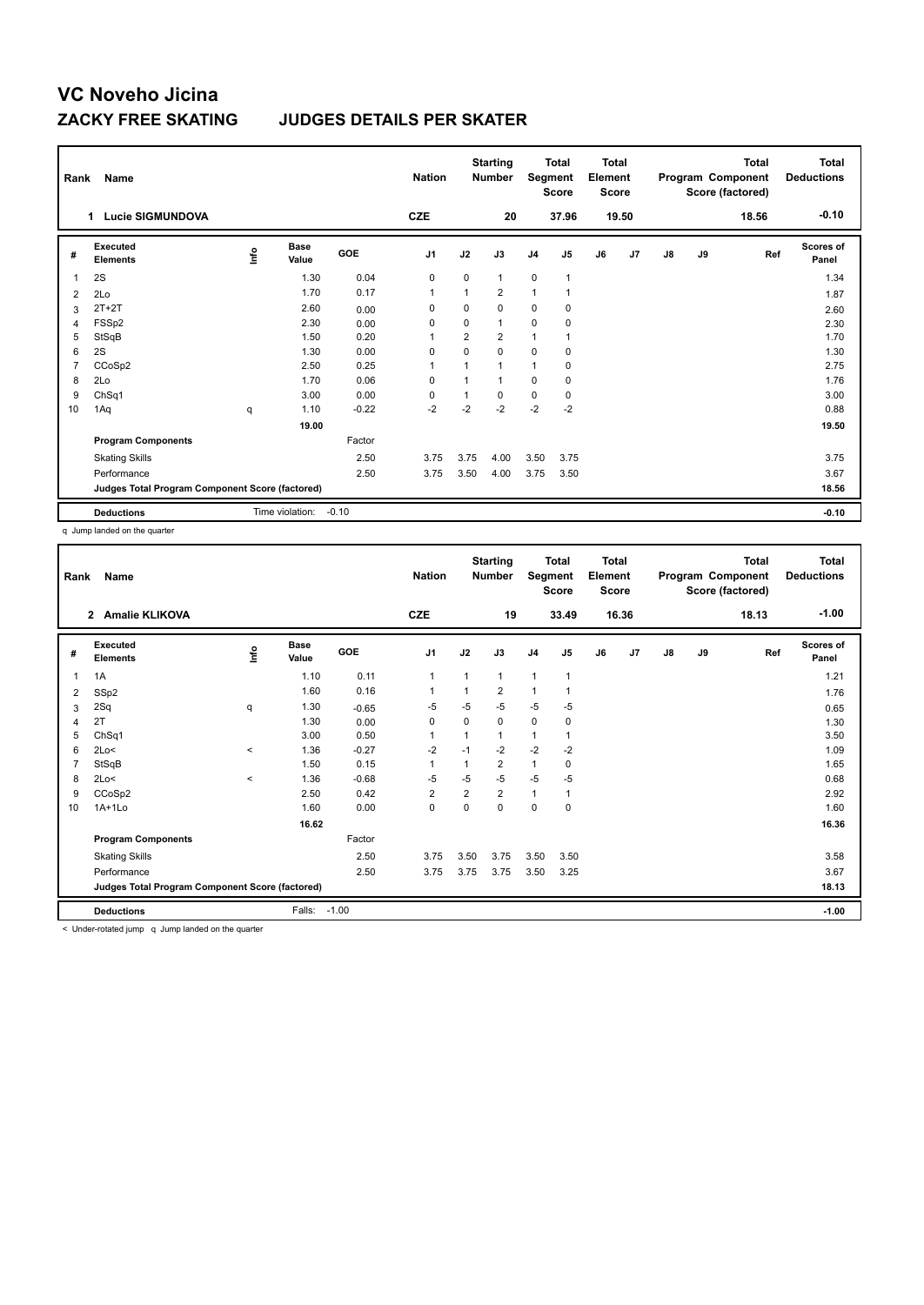# VC Noveho Jicina

## ZACKY FREE SKATING JUDGES DETAILS PER SKATER

| Rank | Name | Nation | Starting Number | Total Segment Score | Total Element Score | Total Program Component Score (factored) | Total Deductions |
|---|---|---|---|---|---|---|---|
| 1 | Lucie SIGMUNDOVA | CZE | 20 | 37.96 | 19.50 | 18.56 | -0.10 |

| # | Executed Elements | Info | Base Value | GOE | J1 | J2 | J3 | J4 | J5 | J6 | J7 | J8 | J9 | Ref | Scores of Panel |
|---|---|---|---|---|---|---|---|---|---|---|---|---|---|---|---|
| 1 | 2S | | 1.30 | 0.04 | 0 | 0 | 1 | 0 | 1 | | | | | | 1.34 |
| 2 | 2Lo | | 1.70 | 0.17 | 1 | 1 | 2 | 1 | 1 | | | | | | 1.87 |
| 3 | 2T+2T | | 2.60 | 0.00 | 0 | 0 | 0 | 0 | 0 | | | | | | 2.60 |
| 4 | FSSp2 | | 2.30 | 0.00 | 0 | 0 | 1 | 0 | 0 | | | | | | 2.30 |
| 5 | StSqB | | 1.50 | 0.20 | 1 | 2 | 2 | 1 | 1 | | | | | | 1.70 |
| 6 | 2S | | 1.30 | 0.00 | 0 | 0 | 0 | 0 | 0 | | | | | | 1.30 |
| 7 | CCoSp2 | | 2.50 | 0.25 | 1 | 1 | 1 | 1 | 0 | | | | | | 2.75 |
| 8 | 2Lo | | 1.70 | 0.06 | 0 | 1 | 1 | 0 | 0 | | | | | | 1.76 |
| 9 | ChSq1 | | 3.00 | 0.00 | 0 | 1 | 0 | 0 | 0 | | | | | | 3.00 |
| 10 | 1Aq | q | 1.10 | -0.22 | -2 | -2 | -2 | -2 | -2 | | | | | | 0.88 |
| | | | 19.00 | | | | | | | | | | | | 19.50 |
| | **Program Components** | | | Factor | | | | | | | | | | | |
| | Skating Skills | | | 2.50 | 3.75 | 3.75 | 4.00 | 3.50 | 3.75 | | | | | | 3.75 |
| | Performance | | | 2.50 | 3.75 | 3.50 | 4.00 | 3.75 | 3.50 | | | | | | 3.67 |
| | **Judges Total Program Component Score (factored)** | | | | | | | | | | | | | | 18.56 |
| | **Deductions** | | Time violation: | -0.10 | | | | | | | | | | | -0.10 |

q Jump landed on the quarter

| Rank | Name | Nation | Starting Number | Total Segment Score | Total Element Score | Total Program Component Score (factored) | Total Deductions |
|---|---|---|---|---|---|---|---|
| 2 | Amalie KLIKOVA | CZE | 19 | 33.49 | 16.36 | 18.13 | -1.00 |

| # | Executed Elements | Info | Base Value | GOE | J1 | J2 | J3 | J4 | J5 | J6 | J7 | J8 | J9 | Ref | Scores of Panel |
|---|---|---|---|---|---|---|---|---|---|---|---|---|---|---|---|
| 1 | 1A | | 1.10 | 0.11 | 1 | 1 | 1 | 1 | 1 | | | | | | 1.21 |
| 2 | SSp2 | | 1.60 | 0.16 | 1 | 1 | 2 | 1 | 1 | | | | | | 1.76 |
| 3 | 2Sq | q | 1.30 | -0.65 | -5 | -5 | -5 | -5 | -5 | | | | | | 0.65 |
| 4 | 2T | | 1.30 | 0.00 | 0 | 0 | 0 | 0 | 0 | | | | | | 1.30 |
| 5 | ChSq1 | | 3.00 | 0.50 | 1 | 1 | 1 | 1 | 1 | | | | | | 3.50 |
| 6 | 2Lo< | < | 1.36 | -0.27 | -2 | -1 | -2 | -2 | -2 | | | | | | 1.09 |
| 7 | StSqB | | 1.50 | 0.15 | 1 | 1 | 2 | 1 | 0 | | | | | | 1.65 |
| 8 | 2Lo< | < | 1.36 | -0.68 | -5 | -5 | -5 | -5 | -5 | | | | | | 0.68 |
| 9 | CCoSp2 | | 2.50 | 0.42 | 2 | 2 | 2 | 1 | 1 | | | | | | 2.92 |
| 10 | 1A+1Lo | | 1.60 | 0.00 | 0 | 0 | 0 | 0 | 0 | | | | | | 1.60 |
| | | | 16.62 | | | | | | | | | | | | 16.36 |
| | **Program Components** | | | Factor | | | | | | | | | | | |
| | Skating Skills | | | 2.50 | 3.75 | 3.50 | 3.75 | 3.50 | 3.50 | | | | | | 3.58 |
| | Performance | | | 2.50 | 3.75 | 3.75 | 3.75 | 3.50 | 3.25 | | | | | | 3.67 |
| | **Judges Total Program Component Score (factored)** | | | | | | | | | | | | | | 18.13 |
| | **Deductions** | | Falls: | -1.00 | | | | | | | | | | | -1.00 |

< Under-rotated jump q Jump landed on the quarter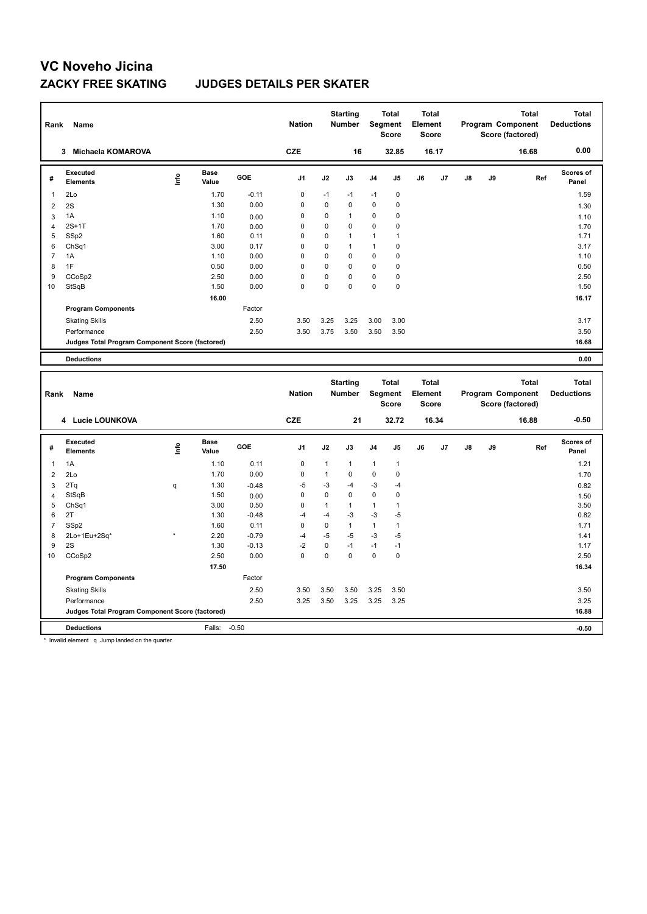# VC Noveho Jicina

## ZACKY FREE SKATING JUDGES DETAILS PER SKATER

| Rank | Name | Nation | Starting Number | Total Segment Score | Total Element Score | Total Program Component Score (factored) | Total Deductions |
|---|---|---|---|---|---|---|---|
| 3 | Michaela KOMAROVA | CZE | 16 | 32.85 | 16.17 | 16.68 | 0.00 |

| # | Executed Elements | Info | Base Value | GOE | J1 | J2 | J3 | J4 | J5 | J6 | J7 | J8 | J9 | Ref | Scores of Panel |
|---|---|---|---|---|---|---|---|---|---|---|---|---|---|---|---|
| 1 | 2Lo | | 1.70 | -0.11 | 0 | -1 | -1 | -1 | 0 | | | | | | 1.59 |
| 2 | 2S | | 1.30 | 0.00 | 0 | 0 | 0 | 0 | 0 | | | | | | 1.30 |
| 3 | 1A | | 1.10 | 0.00 | 0 | 0 | 1 | 0 | 0 | | | | | | 1.10 |
| 4 | 2S+1T | | 1.70 | 0.00 | 0 | 0 | 0 | 0 | 0 | | | | | | 1.70 |
| 5 | SSp2 | | 1.60 | 0.11 | 0 | 0 | 1 | 1 | 1 | | | | | | 1.71 |
| 6 | ChSq1 | | 3.00 | 0.17 | 0 | 0 | 1 | 1 | 0 | | | | | | 3.17 |
| 7 | 1A | | 1.10 | 0.00 | 0 | 0 | 0 | 0 | 0 | | | | | | 1.10 |
| 8 | 1F | | 0.50 | 0.00 | 0 | 0 | 0 | 0 | 0 | | | | | | 0.50 |
| 9 | CCoSp2 | | 2.50 | 0.00 | 0 | 0 | 0 | 0 | 0 | | | | | | 2.50 |
| 10 | StSqB | | 1.50 | 0.00 | 0 | 0 | 0 | 0 | 0 | | | | | | 1.50 |
| | | | 16.00 | | | | | | | | | | | | 16.17 |
| | Program Components | | | Factor | | | | | | | | | | | |
| | Skating Skills | | | 2.50 | 3.50 | 3.25 | 3.25 | 3.00 | 3.00 | | | | | | 3.17 |
| | Performance | | | 2.50 | 3.50 | 3.75 | 3.50 | 3.50 | 3.50 | | | | | | 3.50 |
| | Judges Total Program Component Score (factored) | | | | | | | | | | | | | | 16.68 |
| | Deductions | | | | | | | | | | | | | | 0.00 |

| Rank | Name | Nation | Starting Number | Total Segment Score | Total Element Score | Total Program Component Score (factored) | Total Deductions |
|---|---|---|---|---|---|---|---|
| 4 | Lucie LOUNKOVA | CZE | 21 | 32.72 | 16.34 | 16.88 | -0.50 |

| # | Executed Elements | Info | Base Value | GOE | J1 | J2 | J3 | J4 | J5 | J6 | J7 | J8 | J9 | Ref | Scores of Panel |
|---|---|---|---|---|---|---|---|---|---|---|---|---|---|---|---|
| 1 | 1A | | 1.10 | 0.11 | 0 | 1 | 1 | 1 | 1 | | | | | | 1.21 |
| 2 | 2Lo | | 1.70 | 0.00 | 0 | 1 | 0 | 0 | 0 | | | | | | 1.70 |
| 3 | 2Tq | q | 1.30 | -0.48 | -5 | -3 | -4 | -3 | -4 | | | | | | 0.82 |
| 4 | StSqB | | 1.50 | 0.00 | 0 | 0 | 0 | 0 | 0 | | | | | | 1.50 |
| 5 | ChSq1 | | 3.00 | 0.50 | 0 | 1 | 1 | 1 | 1 | | | | | | 3.50 |
| 6 | 2T | | 1.30 | -0.48 | -4 | -4 | -3 | -3 | -5 | | | | | | 0.82 |
| 7 | SSp2 | | 1.60 | 0.11 | 0 | 0 | 1 | 1 | 1 | | | | | | 1.71 |
| 8 | 2Lo+1Eu+2Sq* | * | 2.20 | -0.79 | -4 | -5 | -5 | -3 | -5 | | | | | | 1.41 |
| 9 | 2S | | 1.30 | -0.13 | -2 | 0 | -1 | -1 | -1 | | | | | | 1.17 |
| 10 | CCoSp2 | | 2.50 | 0.00 | 0 | 0 | 0 | 0 | 0 | | | | | | 2.50 |
| | | | 17.50 | | | | | | | | | | | | 16.34 |
| | Program Components | | | Factor | | | | | | | | | | | |
| | Skating Skills | | | 2.50 | 3.50 | 3.50 | 3.50 | 3.25 | 3.50 | | | | | | 3.50 |
| | Performance | | | 2.50 | 3.25 | 3.50 | 3.25 | 3.25 | 3.25 | | | | | | 3.25 |
| | Judges Total Program Component Score (factored) | | | | | | | | | | | | | | 16.88 |
| | Deductions | | Falls: | -0.50 | | | | | | | | | | | -0.50 |

\* Invalid element q Jump landed on the quarter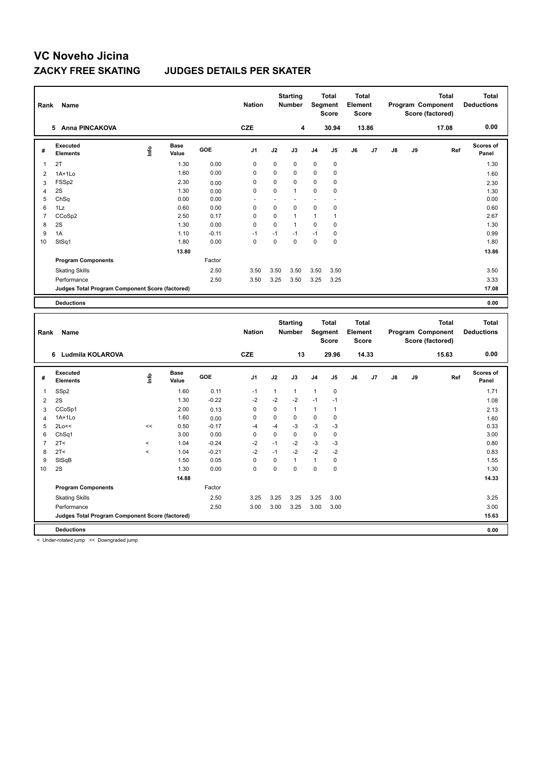# VC Noveho Jicina

## ZACKY FREE SKATING JUDGES DETAILS PER SKATER

| Rank | Name | Nation | Starting Number | Total Segment Score | Total Element Score | Total Program Component Score (factored) | Total Deductions |
|---|---|---|---|---|---|---|---|
| 5 | Anna PINCAKOVA | CZE | 4 | 30.94 | 13.86 | 17.08 | 0.00 |

| # | Executed Elements | Info | Base Value | GOE | J1 | J2 | J3 | J4 | J5 | J6 | J7 | J8 | J9 | Ref | Scores of Panel |
|---|---|---|---|---|---|---|---|---|---|---|---|---|---|---|---|
| 1 | 2T | | 1.30 | 0.00 | 0 | 0 | 0 | 0 | 0 | | | | | | 1.30 |
| 2 | 1A+1Lo | | 1.60 | 0.00 | 0 | 0 | 0 | 0 | 0 | | | | | | 1.60 |
| 3 | FSSp2 | | 2.30 | 0.00 | 0 | 0 | 0 | 0 | 0 | | | | | | 2.30 |
| 4 | 2S | | 1.30 | 0.00 | 0 | 0 | 1 | 0 | 0 | | | | | | 1.30 |
| 5 | ChSq | | 0.00 | 0.00 | - | - | - | - | - | | | | | | 0.00 |
| 6 | 1Lz | | 0.60 | 0.00 | 0 | 0 | 0 | 0 | 0 | | | | | | 0.60 |
| 7 | CCoSp2 | | 2.50 | 0.17 | 0 | 0 | 1 | 1 | 1 | | | | | | 2.67 |
| 8 | 2S | | 1.30 | 0.00 | 0 | 0 | 1 | 0 | 0 | | | | | | 1.30 |
| 9 | 1A | | 1.10 | -0.11 | -1 | -1 | -1 | -1 | 0 | | | | | | 0.99 |
| 10 | StSq1 | | 1.80 | 0.00 | 0 | 0 | 0 | 0 | 0 | | | | | | 1.80 |
| | | | 13.80 | | | | | | | | | | | | 13.86 |
| | **Program Components** | | | Factor | | | | | | | | | | | |
| | Skating Skills | | | 2.50 | 3.50 | 3.50 | 3.50 | 3.50 | 3.50 | | | | | | 3.50 |
| | Performance | | | 2.50 | 3.50 | 3.25 | 3.50 | 3.25 | 3.25 | | | | | | 3.33 |
| | **Judges Total Program Component Score (factored)** | | | | | | | | | | | | | | 17.08 |
| | **Deductions** | | | | | | | | | | | | | | 0.00 |

| Rank | Name | Nation | Starting Number | Total Segment Score | Total Element Score | Total Program Component Score (factored) | Total Deductions |
|---|---|---|---|---|---|---|---|
| 6 | Ludmila KOLAROVA | CZE | 13 | 29.96 | 14.33 | 15.63 | 0.00 |

| # | Executed Elements | Info | Base Value | GOE | J1 | J2 | J3 | J4 | J5 | J6 | J7 | J8 | J9 | Ref | Scores of Panel |
|---|---|---|---|---|---|---|---|---|---|---|---|---|---|---|---|
| 1 | SSp2 | | 1.60 | 0.11 | -1 | 1 | 1 | 1 | 0 | | | | | | 1.71 |
| 2 | 2S | | 1.30 | -0.22 | -2 | -2 | -2 | -1 | -1 | | | | | | 1.08 |
| 3 | CCoSp1 | | 2.00 | 0.13 | 0 | 0 | 1 | 1 | 1 | | | | | | 2.13 |
| 4 | 1A+1Lo | | 1.60 | 0.00 | 0 | 0 | 0 | 0 | 0 | | | | | | 1.60 |
| 5 | 2Lo<< | << | 0.50 | -0.17 | -4 | -4 | -3 | -3 | -3 | | | | | | 0.33 |
| 6 | ChSq1 | | 3.00 | 0.00 | 0 | 0 | 0 | 0 | 0 | | | | | | 3.00 |
| 7 | 2T< | < | 1.04 | -0.24 | -2 | -1 | -2 | -3 | -3 | | | | | | 0.80 |
| 8 | 2T< | < | 1.04 | -0.21 | -2 | -1 | -2 | -2 | -2 | | | | | | 0.83 |
| 9 | StSqB | | 1.50 | 0.05 | 0 | 0 | 1 | 1 | 0 | | | | | | 1.55 |
| 10 | 2S | | 1.30 | 0.00 | 0 | 0 | 0 | 0 | 0 | | | | | | 1.30 |
| | | | 14.88 | | | | | | | | | | | | 14.33 |
| | **Program Components** | | | Factor | | | | | | | | | | | |
| | Skating Skills | | | 2.50 | 3.25 | 3.25 | 3.25 | 3.25 | 3.00 | | | | | | 3.25 |
| | Performance | | | 2.50 | 3.00 | 3.00 | 3.25 | 3.00 | 3.00 | | | | | | 3.00 |
| | **Judges Total Program Component Score (factored)** | | | | | | | | | | | | | | 15.63 |
| | **Deductions** | | | | | | | | | | | | | | 0.00 |

< Under-rotated jump << Downgraded jump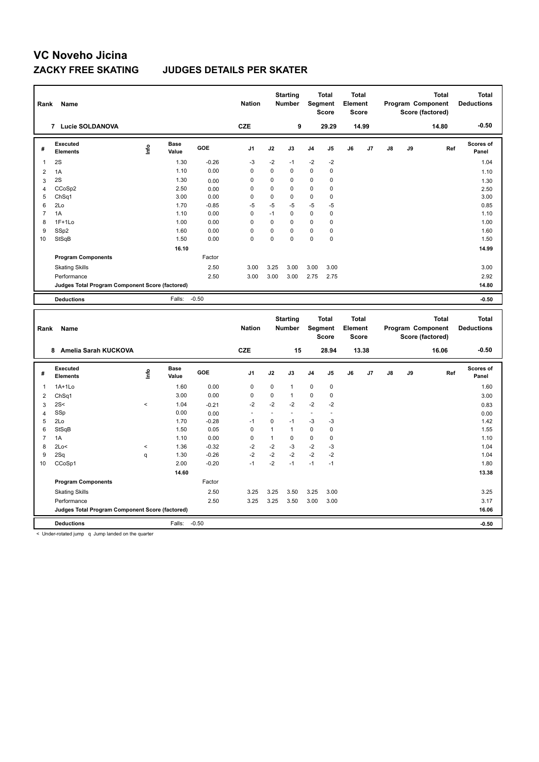# VC Noveho Jicina

## ZACKY FREE SKATING JUDGES DETAILS PER SKATER

| Rank | Name | Nation | Starting Number | Total Segment Score | Total Element Score | Total Program Component Score (factored) | Total Deductions |
|---|---|---|---|---|---|---|---|
| 7 | Lucie SOLDANOVA | CZE | 9 | 29.29 | 14.99 | 14.80 | -0.50 |

| # | Executed Elements | Info | Base Value | GOE | J1 | J2 | J3 | J4 | J5 | J6 | J7 | J8 | J9 | Ref | Scores of Panel |
|---|---|---|---|---|---|---|---|---|---|---|---|---|---|---|---|
| 1 | 2S | | 1.30 | -0.26 | -3 | -2 | -1 | -2 | -2 | | | | | | 1.04 |
| 2 | 1A | | 1.10 | 0.00 | 0 | 0 | 0 | 0 | 0 | | | | | | 1.10 |
| 3 | 2S | | 1.30 | 0.00 | 0 | 0 | 0 | 0 | 0 | | | | | | 1.30 |
| 4 | CCoSp2 | | 2.50 | 0.00 | 0 | 0 | 0 | 0 | 0 | | | | | | 2.50 |
| 5 | ChSq1 | | 3.00 | 0.00 | 0 | 0 | 0 | 0 | 0 | | | | | | 3.00 |
| 6 | 2Lo | | 1.70 | -0.85 | -5 | -5 | -5 | -5 | -5 | | | | | | 0.85 |
| 7 | 1A | | 1.10 | 0.00 | 0 | -1 | 0 | 0 | 0 | | | | | | 1.10 |
| 8 | 1F+1Lo | | 1.00 | 0.00 | 0 | 0 | 0 | 0 | 0 | | | | | | 1.00 |
| 9 | SSp2 | | 1.60 | 0.00 | 0 | 0 | 0 | 0 | 0 | | | | | | 1.60 |
| 10 | StSqB | | 1.50 | 0.00 | 0 | 0 | 0 | 0 | 0 | | | | | | 1.50 |
| | | | 16.10 | | | | | | | | | | | | 14.99 |
| | **Program Components** | | | Factor | | | | | | | | | | | |
| | Skating Skills | | | 2.50 | 3.00 | 3.25 | 3.00 | 3.00 | 3.00 | | | | | | 3.00 |
| | Performance | | | 2.50 | 3.00 | 3.00 | 3.00 | 2.75 | 2.75 | | | | | | 2.92 |
| | **Judges Total Program Component Score (factored)** | | | | | | | | | | | | | | 14.80 |
| | **Deductions** | | Falls: | -0.50 | | | | | | | | | | | -0.50 |

| Rank | Name | Nation | Starting Number | Total Segment Score | Total Element Score | Total Program Component Score (factored) | Total Deductions |
|---|---|---|---|---|---|---|---|
| 8 | Amelia Sarah KUCKOVA | CZE | 15 | 28.94 | 13.38 | 16.06 | -0.50 |

| # | Executed Elements | Info | Base Value | GOE | J1 | J2 | J3 | J4 | J5 | J6 | J7 | J8 | J9 | Ref | Scores of Panel |
|---|---|---|---|---|---|---|---|---|---|---|---|---|---|---|---|
| 1 | 1A+1Lo | | 1.60 | 0.00 | 0 | 0 | 1 | 0 | 0 | | | | | | 1.60 |
| 2 | ChSq1 | | 3.00 | 0.00 | 0 | 0 | 1 | 0 | 0 | | | | | | 3.00 |
| 3 | 2S< | < | 1.04 | -0.21 | -2 | -2 | -2 | -2 | -2 | | | | | | 0.83 |
| 4 | SSp | | 0.00 | 0.00 | - | - | - | - | - | | | | | | 0.00 |
| 5 | 2Lo | | 1.70 | -0.28 | -1 | 0 | -1 | -3 | -3 | | | | | | 1.42 |
| 6 | StSqB | | 1.50 | 0.05 | 0 | 1 | 1 | 0 | 0 | | | | | | 1.55 |
| 7 | 1A | | 1.10 | 0.00 | 0 | 1 | 0 | 0 | 0 | | | | | | 1.10 |
| 8 | 2Lo< | < | 1.36 | -0.32 | -2 | -2 | -3 | -2 | -3 | | | | | | 1.04 |
| 9 | 2Sq | q | 1.30 | -0.26 | -2 | -2 | -2 | -2 | -2 | | | | | | 1.04 |
| 10 | CCoSp1 | | 2.00 | -0.20 | -1 | -2 | -1 | -1 | -1 | | | | | | 1.80 |
| | | | 14.60 | | | | | | | | | | | | 13.38 |
| | **Program Components** | | | Factor | | | | | | | | | | | |
| | Skating Skills | | | 2.50 | 3.25 | 3.25 | 3.50 | 3.25 | 3.00 | | | | | | 3.25 |
| | Performance | | | 2.50 | 3.25 | 3.25 | 3.50 | 3.00 | 3.00 | | | | | | 3.17 |
| | **Judges Total Program Component Score (factored)** | | | | | | | | | | | | | | 16.06 |
| | **Deductions** | | Falls: | -0.50 | | | | | | | | | | | -0.50 |

< Under-rotated jump q Jump landed on the quarter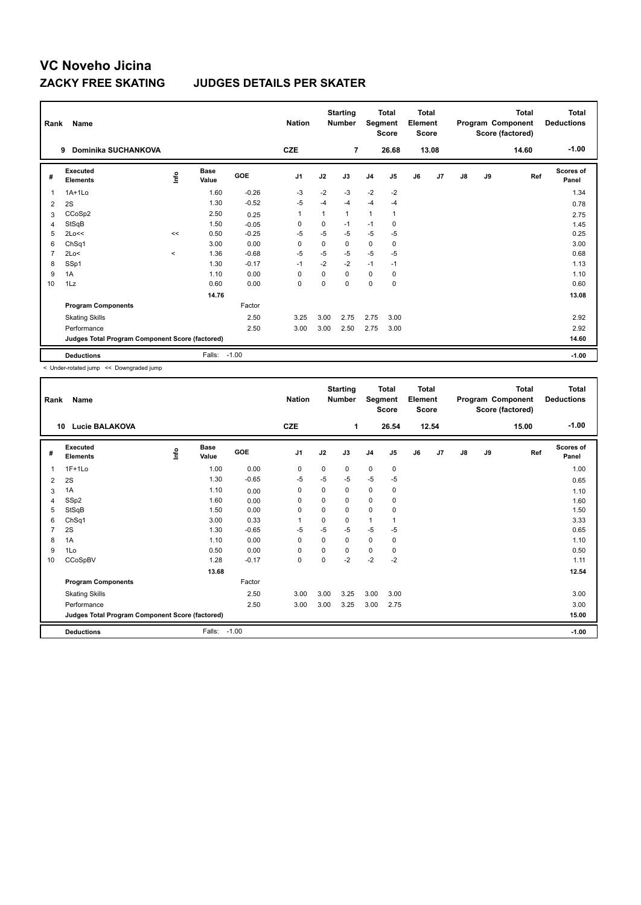# VC Noveho Jicina

## ZACKY FREE SKATING JUDGES DETAILS PER SKATER

| Rank | Name | Nation | Starting Number | Total Segment Score | Total Element Score | Total Program Component Score (factored) | Total Deductions |
|---|---|---|---|---|---|---|---|
| 9 | Dominika SUCHANKOVA | CZE | 7 | 26.68 | 13.08 | 14.60 | -1.00 |

| # | Executed Elements | Info | Base Value | GOE | J1 | J2 | J3 | J4 | J5 | J6 | J7 | J8 | J9 | Ref | Scores of Panel |
|---|---|---|---|---|---|---|---|---|---|---|---|---|---|---|---|
| 1 | 1A+1Lo | | 1.60 | -0.26 | -3 | -2 | -3 | -2 | -2 | | | | | | 1.34 |
| 2 | 2S | | 1.30 | -0.52 | -5 | -4 | -4 | -4 | -4 | | | | | | 0.78 |
| 3 | CCoSp2 | | 2.50 | 0.25 | 1 | 1 | 1 | 1 | 1 | | | | | | 2.75 |
| 4 | StSqB | | 1.50 | -0.05 | 0 | 0 | -1 | -1 | 0 | | | | | | 1.45 |
| 5 | 2Lo<< | << | 0.50 | -0.25 | -5 | -5 | -5 | -5 | -5 | | | | | | 0.25 |
| 6 | ChSq1 | | 3.00 | 0.00 | 0 | 0 | 0 | 0 | 0 | | | | | | 3.00 |
| 7 | 2Lo< | < | 1.36 | -0.68 | -5 | -5 | -5 | -5 | -5 | | | | | | 0.68 |
| 8 | SSp1 | | 1.30 | -0.17 | -1 | -2 | -2 | -1 | -1 | | | | | | 1.13 |
| 9 | 1A | | 1.10 | 0.00 | 0 | 0 | 0 | 0 | 0 | | | | | | 1.10 |
| 10 | 1Lz | | 0.60 | 0.00 | 0 | 0 | 0 | 0 | 0 | | | | | | 0.60 |
| | | | 14.76 | | | | | | | | | | | | 13.08 |
| | Program Components | | | Factor | | | | | | | | | | | |
| | Skating Skills | | | 2.50 | 3.25 | 3.00 | 2.75 | 2.75 | 3.00 | | | | | | 2.92 |
| | Performance | | | 2.50 | 3.00 | 3.00 | 2.50 | 2.75 | 3.00 | | | | | | 2.92 |
| | Judges Total Program Component Score (factored) | | | | | | | | | | | | | | 14.60 |
| | Deductions | | Falls: | -1.00 | | | | | | | | | | | -1.00 |

< Under-rotated jump << Downgraded jump

| Rank | Name | Nation | Starting Number | Total Segment Score | Total Element Score | Total Program Component Score (factored) | Total Deductions |
|---|---|---|---|---|---|---|---|
| 10 | Lucie BALAKOVA | CZE | 1 | 26.54 | 12.54 | 15.00 | -1.00 |

| # | Executed Elements | Info | Base Value | GOE | J1 | J2 | J3 | J4 | J5 | J6 | J7 | J8 | J9 | Ref | Scores of Panel |
|---|---|---|---|---|---|---|---|---|---|---|---|---|---|---|---|
| 1 | 1F+1Lo | | 1.00 | 0.00 | 0 | 0 | 0 | 0 | 0 | | | | | | 1.00 |
| 2 | 2S | | 1.30 | -0.65 | -5 | -5 | -5 | -5 | -5 | | | | | | 0.65 |
| 3 | 1A | | 1.10 | 0.00 | 0 | 0 | 0 | 0 | 0 | | | | | | 1.10 |
| 4 | SSp2 | | 1.60 | 0.00 | 0 | 0 | 0 | 0 | 0 | | | | | | 1.60 |
| 5 | StSqB | | 1.50 | 0.00 | 0 | 0 | 0 | 0 | 0 | | | | | | 1.50 |
| 6 | ChSq1 | | 3.00 | 0.33 | 1 | 0 | 0 | 1 | 1 | | | | | | 3.33 |
| 7 | 2S | | 1.30 | -0.65 | -5 | -5 | -5 | -5 | -5 | | | | | | 0.65 |
| 8 | 1A | | 1.10 | 0.00 | 0 | 0 | 0 | 0 | 0 | | | | | | 1.10 |
| 9 | 1Lo | | 0.50 | 0.00 | 0 | 0 | 0 | 0 | 0 | | | | | | 0.50 |
| 10 | CCoSpBV | | 1.28 | -0.17 | 0 | 0 | -2 | -2 | -2 | | | | | | 1.11 |
| | | | 13.68 | | | | | | | | | | | | 12.54 |
| | Program Components | | | Factor | | | | | | | | | | | |
| | Skating Skills | | | 2.50 | 3.00 | 3.00 | 3.25 | 3.00 | 3.00 | | | | | | 3.00 |
| | Performance | | | 2.50 | 3.00 | 3.00 | 3.25 | 3.00 | 2.75 | | | | | | 3.00 |
| | Judges Total Program Component Score (factored) | | | | | | | | | | | | | | 15.00 |
| | Deductions | | Falls: | -1.00 | | | | | | | | | | | -1.00 |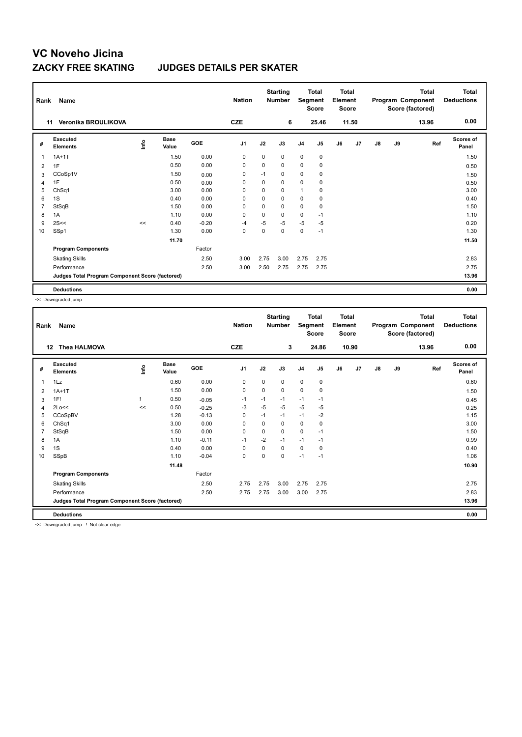# VC Noveho Jicina

## ZACKY FREE SKATING JUDGES DETAILS PER SKATER

| Rank | Name | Nation | Starting Number | Total Segment Score | Total Element Score | Total Program Component Score (factored) | Total Deductions |
|---|---|---|---|---|---|---|---|
| 11 | Veronika BROULIKOVA | CZE | 6 | 25.46 | 11.50 | 13.96 | 0.00 |

| # | Executed Elements | Info | Base Value | GOE | J1 | J2 | J3 | J4 | J5 | J6 | J7 | J8 | J9 | Ref | Scores of Panel |
|---|---|---|---|---|---|---|---|---|---|---|---|---|---|---|---|
| 1 | 1A+1T | | 1.50 | 0.00 | 0 | 0 | 0 | 0 | 0 | | | | | | 1.50 |
| 2 | 1F | | 0.50 | 0.00 | 0 | 0 | 0 | 0 | 0 | | | | | | 0.50 |
| 3 | CCoSp1V | | 1.50 | 0.00 | 0 | -1 | 0 | 0 | 0 | | | | | | 1.50 |
| 4 | 1F | | 0.50 | 0.00 | 0 | 0 | 0 | 0 | 0 | | | | | | 0.50 |
| 5 | ChSq1 | | 3.00 | 0.00 | 0 | 0 | 0 | 1 | 0 | | | | | | 3.00 |
| 6 | 1S | | 0.40 | 0.00 | 0 | 0 | 0 | 0 | 0 | | | | | | 0.40 |
| 7 | StSqB | | 1.50 | 0.00 | 0 | 0 | 0 | 0 | 0 | | | | | | 1.50 |
| 8 | 1A | | 1.10 | 0.00 | 0 | 0 | 0 | 0 | -1 | | | | | | 1.10 |
| 9 | 2S<< | << | 0.40 | -0.20 | -4 | -5 | -5 | -5 | -5 | | | | | | 0.20 |
| 10 | SSp1 | | 1.30 | 0.00 | 0 | 0 | 0 | 0 | -1 | | | | | | 1.30 |
| | | | 11.70 | | | | | | | | | | | | 11.50 |
| | Program Components | | | Factor | | | | | | | | | | | |
| | Skating Skills | | | 2.50 | 3.00 | 2.75 | 3.00 | 2.75 | 2.75 | | | | | | 2.83 |
| | Performance | | | 2.50 | 3.00 | 2.50 | 2.75 | 2.75 | 2.75 | | | | | | 2.75 |
| | Judges Total Program Component Score (factored) | | | | | | | | | | | | | | 13.96 |
| | Deductions | | | | | | | | | | | | | | 0.00 |

<< Downgraded jump

| Rank | Name | Nation | Starting Number | Total Segment Score | Total Element Score | Total Program Component Score (factored) | Total Deductions |
|---|---|---|---|---|---|---|---|
| 12 | Thea HALMOVA | CZE | 3 | 24.86 | 10.90 | 13.96 | 0.00 |

| # | Executed Elements | Info | Base Value | GOE | J1 | J2 | J3 | J4 | J5 | J6 | J7 | J8 | J9 | Ref | Scores of Panel |
|---|---|---|---|---|---|---|---|---|---|---|---|---|---|---|---|
| 1 | 1Lz | | 0.60 | 0.00 | 0 | 0 | 0 | 0 | 0 | | | | | | 0.60 |
| 2 | 1A+1T | | 1.50 | 0.00 | 0 | 0 | 0 | 0 | 0 | | | | | | 1.50 |
| 3 | 1F! | ! | 0.50 | -0.05 | -1 | -1 | -1 | -1 | -1 | | | | | | 0.45 |
| 4 | 2Lo<< | << | 0.50 | -0.25 | -3 | -5 | -5 | -5 | -5 | | | | | | 0.25 |
| 5 | CCoSpBV | | 1.28 | -0.13 | 0 | -1 | -1 | -1 | -2 | | | | | | 1.15 |
| 6 | ChSq1 | | 3.00 | 0.00 | 0 | 0 | 0 | 0 | 0 | | | | | | 3.00 |
| 7 | StSqB | | 1.50 | 0.00 | 0 | 0 | 0 | 0 | -1 | | | | | | 1.50 |
| 8 | 1A | | 1.10 | -0.11 | -1 | -2 | -1 | -1 | -1 | | | | | | 0.99 |
| 9 | 1S | | 0.40 | 0.00 | 0 | 0 | 0 | 0 | 0 | | | | | | 0.40 |
| 10 | SSpB | | 1.10 | -0.04 | 0 | 0 | 0 | -1 | -1 | | | | | | 1.06 |
| | | | 11.48 | | | | | | | | | | | | 10.90 |
| | Program Components | | | Factor | | | | | | | | | | | |
| | Skating Skills | | | 2.50 | 2.75 | 2.75 | 3.00 | 2.75 | 2.75 | | | | | | 2.75 |
| | Performance | | | 2.50 | 2.75 | 2.75 | 3.00 | 3.00 | 2.75 | | | | | | 2.83 |
| | Judges Total Program Component Score (factored) | | | | | | | | | | | | | | 13.96 |
| | Deductions | | | | | | | | | | | | | | 0.00 |

<< Downgraded jump ! Not clear edge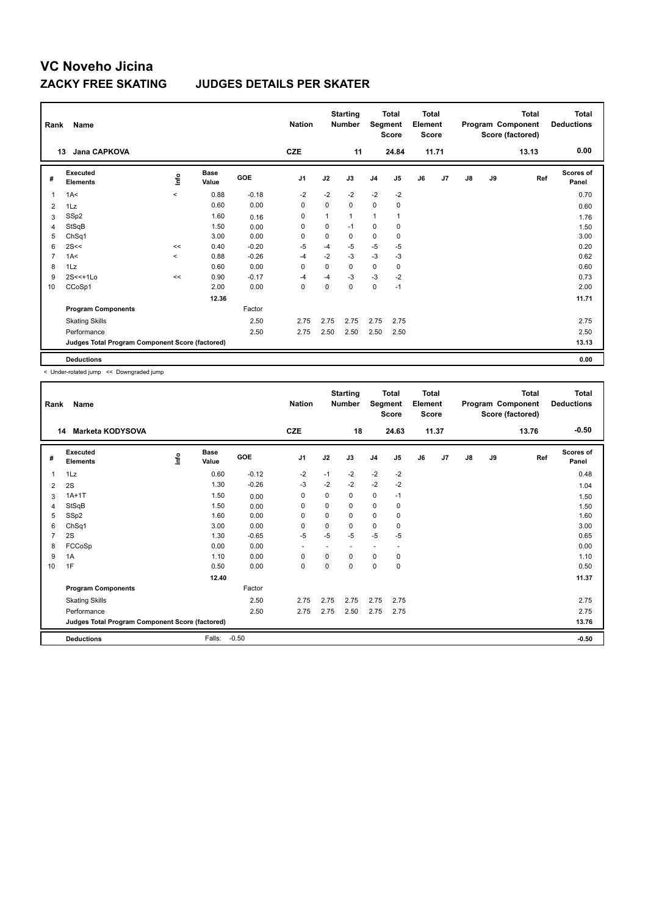# VC Noveho Jicina

## ZACKY FREE SKATING JUDGES DETAILS PER SKATER

| Rank | Name | | | | Nation | | Starting Number | | Total Segment Score | | Total Element Score | | | | Total Program Component Score (factored) | Total Deductions |
|---|---|---|---|---|---|---|---|---|---|---|---|---|---|---|---|---|
| 13 | Jana CAPKOVA | | | | CZE | | 11 | | 24.84 | | 11.71 | | | | 13.13 | 0.00 |

| # | Executed Elements | Info | Base Value | GOE | J1 | J2 | J3 | J4 | J5 | J6 | J7 | J8 | J9 | Ref | Scores of Panel |
|---|---|---|---|---|---|---|---|---|---|---|---|---|---|---|---|
| 1 | 1A< | < | 0.88 | -0.18 | -2 | -2 | -2 | -2 | -2 | | | | | | 0.70 |
| 2 | 1Lz | | 0.60 | 0.00 | 0 | 0 | 0 | 0 | 0 | | | | | | 0.60 |
| 3 | SSp2 | | 1.60 | 0.16 | 0 | 1 | 1 | 1 | 1 | | | | | | 1.76 |
| 4 | StSqB | | 1.50 | 0.00 | 0 | 0 | -1 | 0 | 0 | | | | | | 1.50 |
| 5 | ChSq1 | | 3.00 | 0.00 | 0 | 0 | 0 | 0 | 0 | | | | | | 3.00 |
| 6 | 2S<< | << | 0.40 | -0.20 | -5 | -4 | -5 | -5 | -5 | | | | | | 0.20 |
| 7 | 1A< | < | 0.88 | -0.26 | -4 | -2 | -3 | -3 | -3 | | | | | | 0.62 |
| 8 | 1Lz | | 0.60 | 0.00 | 0 | 0 | 0 | 0 | 0 | | | | | | 0.60 |
| 9 | 2S<<+1Lo | << | 0.90 | -0.17 | -4 | -4 | -3 | -3 | -2 | | | | | | 0.73 |
| 10 | CCoSp1 | | 2.00 | 0.00 | 0 | 0 | 0 | 0 | -1 | | | | | | 2.00 |
| | | | 12.36 | | | | | | | | | | | | 11.71 |
| | **Program Components** | | | Factor | | | | | | | | | | | |
| | Skating Skills | | | 2.50 | 2.75 | 2.75 | 2.75 | 2.75 | 2.75 | | | | | | 2.75 |
| | Performance | | | 2.50 | 2.75 | 2.50 | 2.50 | 2.50 | 2.50 | | | | | | 2.50 |
| | **Judges Total Program Component Score (factored)** | | | | | | | | | | | | | | 13.13 |
| | **Deductions** | | | | | | | | | | | | | | 0.00 |

< Under-rotated jump << Downgraded jump

| Rank | Name | | | | Nation | | Starting Number | | Total Segment Score | | Total Element Score | | | | Total Program Component Score (factored) | Total Deductions |
|---|---|---|---|---|---|---|---|---|---|---|---|---|---|---|---|---|
| 14 | Marketa KODYSOVA | | | | CZE | | 18 | | 24.63 | | 11.37 | | | | 13.76 | -0.50 |

| # | Executed Elements | Info | Base Value | GOE | J1 | J2 | J3 | J4 | J5 | J6 | J7 | J8 | J9 | Ref | Scores of Panel |
|---|---|---|---|---|---|---|---|---|---|---|---|---|---|---|---|
| 1 | 1Lz | | 0.60 | -0.12 | -2 | -1 | -2 | -2 | -2 | | | | | | 0.48 |
| 2 | 2S | | 1.30 | -0.26 | -3 | -2 | -2 | -2 | -2 | | | | | | 1.04 |
| 3 | 1A+1T | | 1.50 | 0.00 | 0 | 0 | 0 | 0 | -1 | | | | | | 1.50 |
| 4 | StSqB | | 1.50 | 0.00 | 0 | 0 | 0 | 0 | 0 | | | | | | 1.50 |
| 5 | SSp2 | | 1.60 | 0.00 | 0 | 0 | 0 | 0 | 0 | | | | | | 1.60 |
| 6 | ChSq1 | | 3.00 | 0.00 | 0 | 0 | 0 | 0 | 0 | | | | | | 3.00 |
| 7 | 2S | | 1.30 | -0.65 | -5 | -5 | -5 | -5 | -5 | | | | | | 0.65 |
| 8 | FCCoSp | | 0.00 | 0.00 | - | - | - | - | - | | | | | | 0.00 |
| 9 | 1A | | 1.10 | 0.00 | 0 | 0 | 0 | 0 | 0 | | | | | | 1.10 |
| 10 | 1F | | 0.50 | 0.00 | 0 | 0 | 0 | 0 | 0 | | | | | | 0.50 |
| | | | 12.40 | | | | | | | | | | | | 11.37 |
| | **Program Components** | | | Factor | | | | | | | | | | | |
| | Skating Skills | | | 2.50 | 2.75 | 2.75 | 2.75 | 2.75 | 2.75 | | | | | | 2.75 |
| | Performance | | | 2.50 | 2.75 | 2.75 | 2.50 | 2.75 | 2.75 | | | | | | 2.75 |
| | **Judges Total Program Component Score (factored)** | | | | | | | | | | | | | | 13.76 |
| | **Deductions** | | Falls: | -0.50 | | | | | | | | | | | -0.50 |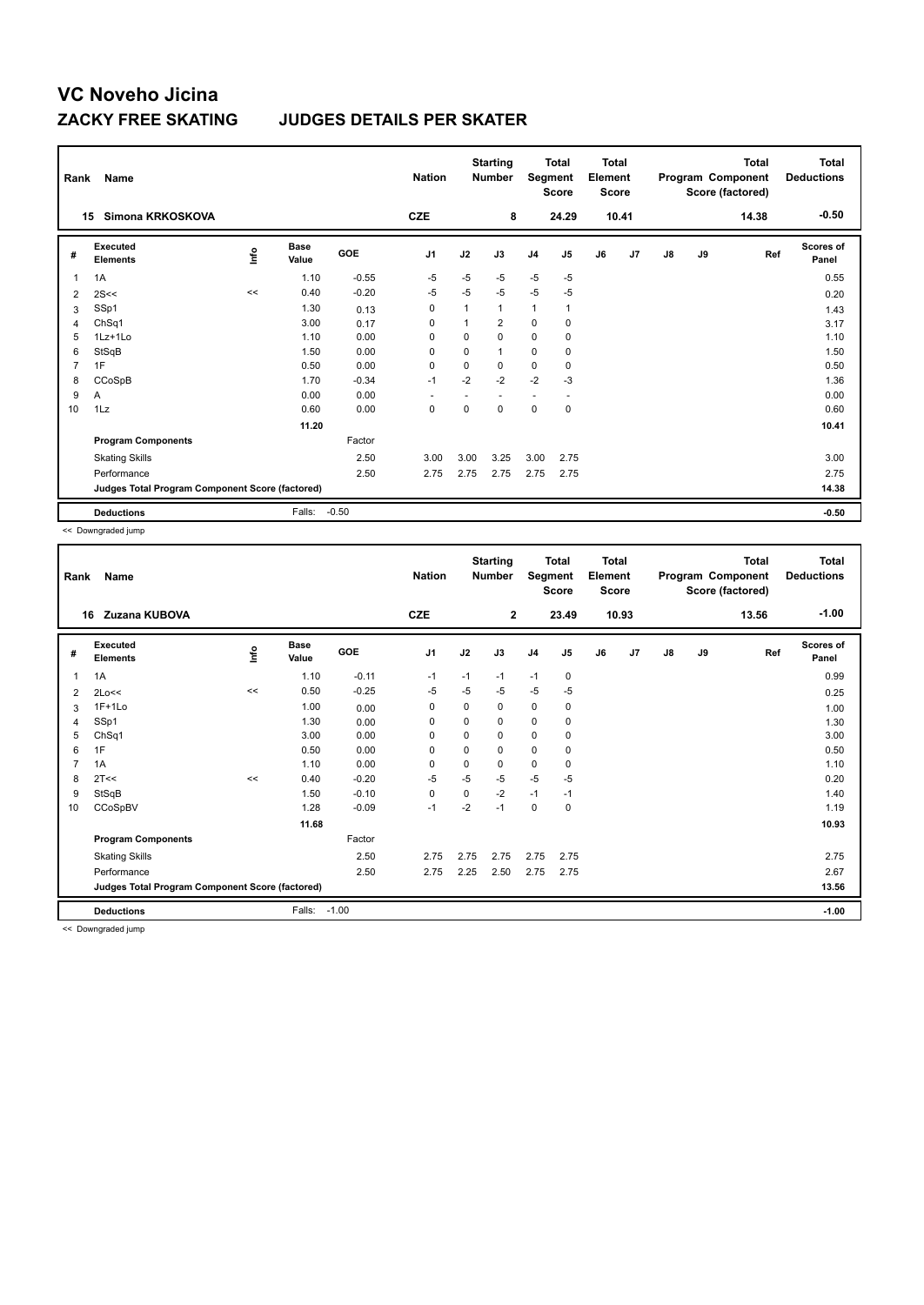# VC Noveho Jicina

## ZACKY FREE SKATING JUDGES DETAILS PER SKATER

| Rank | Name | | | | Nation | | Starting Number | | Total Segment Score | | Total Element Score | | | Total Program Component Score (factored) | | Total Deductions |
|---|---|---|---|---|---|---|---|---|---|---|---|---|---|---|---|---|
| 15 | Simona KRKOSKOVA | | | | CZE | | 8 | | 24.29 | | 10.41 | | | 14.38 | | -0.50 |

| # | Executed Elements | Info | Base Value | GOE | J1 | J2 | J3 | J4 | J5 | J6 | J7 | J8 | J9 | Ref | Scores of Panel |
|---|---|---|---|---|---|---|---|---|---|---|---|---|---|---|---|
| 1 | 1A | | 1.10 | -0.55 | -5 | -5 | -5 | -5 | -5 | | | | | | 0.55 |
| 2 | 2S<< | << | 0.40 | -0.20 | -5 | -5 | -5 | -5 | -5 | | | | | | 0.20 |
| 3 | SSp1 | | 1.30 | 0.13 | 0 | 1 | 1 | 1 | 1 | | | | | | 1.43 |
| 4 | ChSq1 | | 3.00 | 0.17 | 0 | 1 | 2 | 0 | 0 | | | | | | 3.17 |
| 5 | 1Lz+1Lo | | 1.10 | 0.00 | 0 | 0 | 0 | 0 | 0 | | | | | | 1.10 |
| 6 | StSqB | | 1.50 | 0.00 | 0 | 0 | 1 | 0 | 0 | | | | | | 1.50 |
| 7 | 1F | | 0.50 | 0.00 | 0 | 0 | 0 | 0 | 0 | | | | | | 0.50 |
| 8 | CCoSpB | | 1.70 | -0.34 | -1 | -2 | -2 | -2 | -3 | | | | | | 1.36 |
| 9 | A | | 0.00 | 0.00 | - | - | - | - | - | | | | | | 0.00 |
| 10 | 1Lz | | 0.60 | 0.00 | 0 | 0 | 0 | 0 | 0 | | | | | | 0.60 |
| | | | 11.20 | | | | | | | | | | | | 10.41 |
| | **Program Components** | | | Factor | | | | | | | | | | | |
| | Skating Skills | | | 2.50 | 3.00 | 3.00 | 3.25 | 3.00 | 2.75 | | | | | | 3.00 |
| | Performance | | | 2.50 | 2.75 | 2.75 | 2.75 | 2.75 | 2.75 | | | | | | 2.75 |
| | **Judges Total Program Component Score (factored)** | | | | | | | | | | | | | | 14.38 |
| | **Deductions** | | Falls: | -0.50 | | | | | | | | | | | -0.50 |

<< Downgraded jump

| Rank | Name | | | | Nation | | Starting Number | | Total Segment Score | | Total Element Score | | | Total Program Component Score (factored) | | Total Deductions |
|---|---|---|---|---|---|---|---|---|---|---|---|---|---|---|---|---|
| 16 | Zuzana KUBOVA | | | | CZE | | 2 | | 23.49 | | 10.93 | | | 13.56 | | -1.00 |

| # | Executed Elements | Info | Base Value | GOE | J1 | J2 | J3 | J4 | J5 | J6 | J7 | J8 | J9 | Ref | Scores of Panel |
|---|---|---|---|---|---|---|---|---|---|---|---|---|---|---|---|
| 1 | 1A | | 1.10 | -0.11 | -1 | -1 | -1 | -1 | 0 | | | | | | 0.99 |
| 2 | 2Lo<< | << | 0.50 | -0.25 | -5 | -5 | -5 | -5 | -5 | | | | | | 0.25 |
| 3 | 1F+1Lo | | 1.00 | 0.00 | 0 | 0 | 0 | 0 | 0 | | | | | | 1.00 |
| 4 | SSp1 | | 1.30 | 0.00 | 0 | 0 | 0 | 0 | 0 | | | | | | 1.30 |
| 5 | ChSq1 | | 3.00 | 0.00 | 0 | 0 | 0 | 0 | 0 | | | | | | 3.00 |
| 6 | 1F | | 0.50 | 0.00 | 0 | 0 | 0 | 0 | 0 | | | | | | 0.50 |
| 7 | 1A | | 1.10 | 0.00 | 0 | 0 | 0 | 0 | 0 | | | | | | 1.10 |
| 8 | 2T<< | << | 0.40 | -0.20 | -5 | -5 | -5 | -5 | -5 | | | | | | 0.20 |
| 9 | StSqB | | 1.50 | -0.10 | 0 | 0 | -2 | -1 | -1 | | | | | | 1.40 |
| 10 | CCoSpBV | | 1.28 | -0.09 | -1 | -2 | -1 | 0 | 0 | | | | | | 1.19 |
| | | | 11.68 | | | | | | | | | | | | 10.93 |
| | **Program Components** | | | Factor | | | | | | | | | | | |
| | Skating Skills | | | 2.50 | 2.75 | 2.75 | 2.75 | 2.75 | 2.75 | | | | | | 2.75 |
| | Performance | | | 2.50 | 2.75 | 2.25 | 2.50 | 2.75 | 2.75 | | | | | | 2.67 |
| | **Judges Total Program Component Score (factored)** | | | | | | | | | | | | | | 13.56 |
| | **Deductions** | | Falls: | -1.00 | | | | | | | | | | | -1.00 |

<< Downgraded jump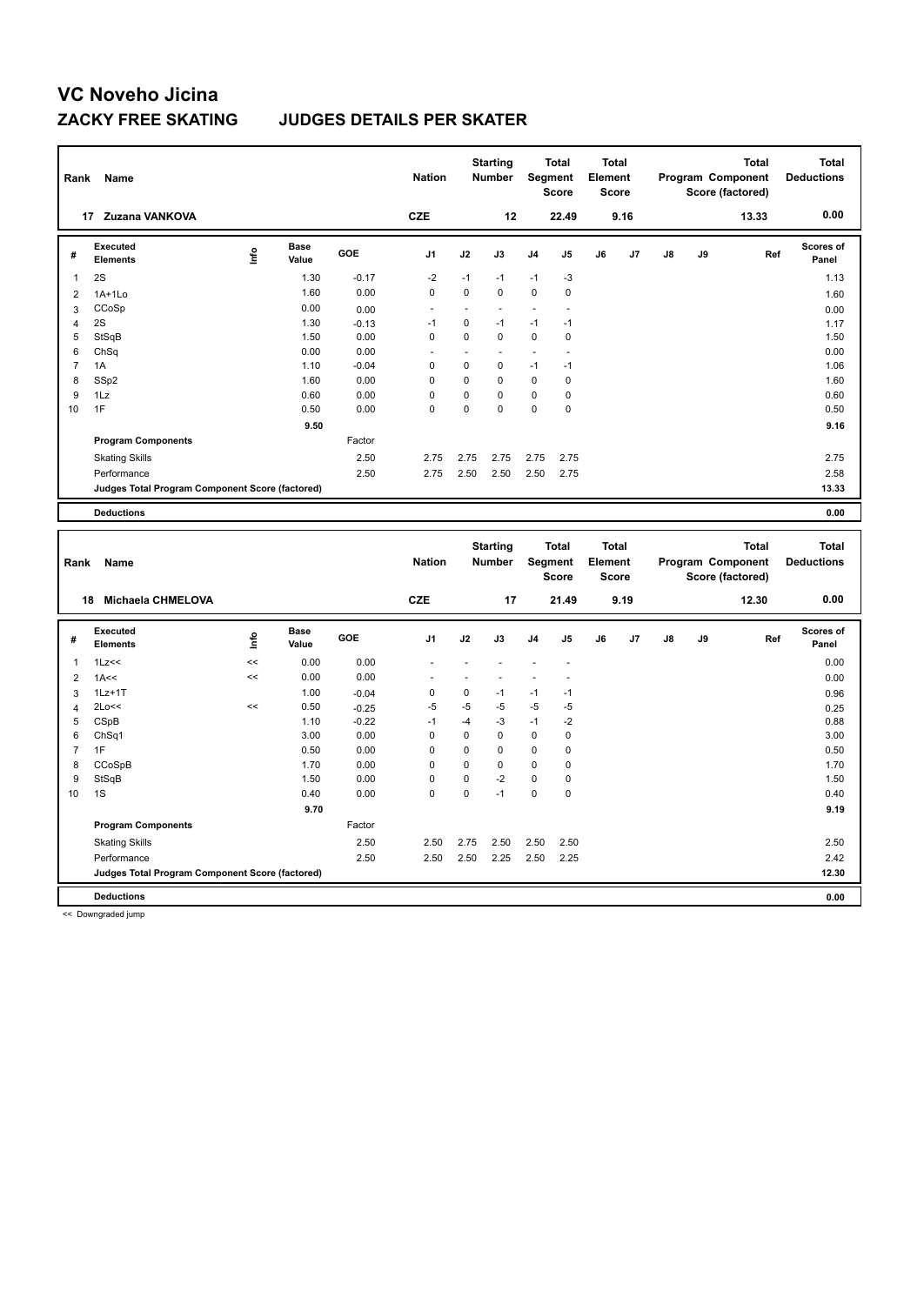# VC Noveho Jicina

## ZACKY FREE SKATING JUDGES DETAILS PER SKATER

| Rank | Name | Nation | Starting Number | Total Segment Score | Total Element Score | Total Program Component Score (factored) | Total Deductions |
|---|---|---|---|---|---|---|---|
| 17 | Zuzana VANKOVA | CZE | 12 | 22.49 | 9.16 | 13.33 | 0.00 |

| # | Executed Elements | Info | Base Value | GOE | J1 | J2 | J3 | J4 | J5 | J6 | J7 | J8 | J9 | Ref | Scores of Panel |
|---|---|---|---|---|---|---|---|---|---|---|---|---|---|---|---|
| 1 | 2S | | 1.30 | -0.17 | -2 | -1 | -1 | -1 | -3 | | | | | | 1.13 |
| 2 | 1A+1Lo | | 1.60 | 0.00 | 0 | 0 | 0 | 0 | 0 | | | | | | 1.60 |
| 3 | CCoSp | | 0.00 | 0.00 | - | - | - | - | - | | | | | | 0.00 |
| 4 | 2S | | 1.30 | -0.13 | -1 | 0 | -1 | -1 | -1 | | | | | | 1.17 |
| 5 | StSqB | | 1.50 | 0.00 | 0 | 0 | 0 | 0 | 0 | | | | | | 1.50 |
| 6 | ChSq | | 0.00 | 0.00 | - | - | - | - | - | | | | | | 0.00 |
| 7 | 1A | | 1.10 | -0.04 | 0 | 0 | 0 | -1 | -1 | | | | | | 1.06 |
| 8 | SSp2 | | 1.60 | 0.00 | 0 | 0 | 0 | 0 | 0 | | | | | | 1.60 |
| 9 | 1Lz | | 0.60 | 0.00 | 0 | 0 | 0 | 0 | 0 | | | | | | 0.60 |
| 10 | 1F | | 0.50 | 0.00 | 0 | 0 | 0 | 0 | 0 | | | | | | 0.50 |
| | | | 9.50 | | | | | | | | | | | | 9.16 |
| | **Program Components** | | | Factor | | | | | | | | | | | |
| | Skating Skills | | | 2.50 | 2.75 | 2.75 | 2.75 | 2.75 | 2.75 | | | | | | 2.75 |
| | Performance | | | 2.50 | 2.75 | 2.50 | 2.50 | 2.50 | 2.75 | | | | | | 2.58 |
| | **Judges Total Program Component Score (factored)** | | | | | | | | | | | | | | 13.33 |
| | **Deductions** | | | | | | | | | | | | | | 0.00 |

| Rank | Name | Nation | Starting Number | Total Segment Score | Total Element Score | Total Program Component Score (factored) | Total Deductions |
|---|---|---|---|---|---|---|---|
| 18 | Michaela CHMELOVA | CZE | 17 | 21.49 | 9.19 | 12.30 | 0.00 |

| # | Executed Elements | Info | Base Value | GOE | J1 | J2 | J3 | J4 | J5 | J6 | J7 | J8 | J9 | Ref | Scores of Panel |
|---|---|---|---|---|---|---|---|---|---|---|---|---|---|---|---|
| 1 | 1Lz<< | << | 0.00 | 0.00 | - | - | - | - | - | | | | | | 0.00 |
| 2 | 1A<< | << | 0.00 | 0.00 | - | - | - | - | - | | | | | | 0.00 |
| 3 | 1Lz+1T | | 1.00 | -0.04 | 0 | 0 | -1 | -1 | -1 | | | | | | 0.96 |
| 4 | 2Lo<< | << | 0.50 | -0.25 | -5 | -5 | -5 | -5 | -5 | | | | | | 0.25 |
| 5 | CSpB | | 1.10 | -0.22 | -1 | -4 | -3 | -1 | -2 | | | | | | 0.88 |
| 6 | ChSq1 | | 3.00 | 0.00 | 0 | 0 | 0 | 0 | 0 | | | | | | 3.00 |
| 7 | 1F | | 0.50 | 0.00 | 0 | 0 | 0 | 0 | 0 | | | | | | 0.50 |
| 8 | CCoSpB | | 1.70 | 0.00 | 0 | 0 | 0 | 0 | 0 | | | | | | 1.70 |
| 9 | StSqB | | 1.50 | 0.00 | 0 | 0 | -2 | 0 | 0 | | | | | | 1.50 |
| 10 | 1S | | 0.40 | 0.00 | 0 | 0 | -1 | 0 | 0 | | | | | | 0.40 |
| | | | 9.70 | | | | | | | | | | | | 9.19 |
| | **Program Components** | | | Factor | | | | | | | | | | | |
| | Skating Skills | | | 2.50 | 2.50 | 2.75 | 2.50 | 2.50 | 2.50 | | | | | | 2.50 |
| | Performance | | | 2.50 | 2.50 | 2.50 | 2.25 | 2.50 | 2.25 | | | | | | 2.42 |
| | **Judges Total Program Component Score (factored)** | | | | | | | | | | | | | | 12.30 |
| | **Deductions** | | | | | | | | | | | | | | 0.00 |

<< Downgraded jump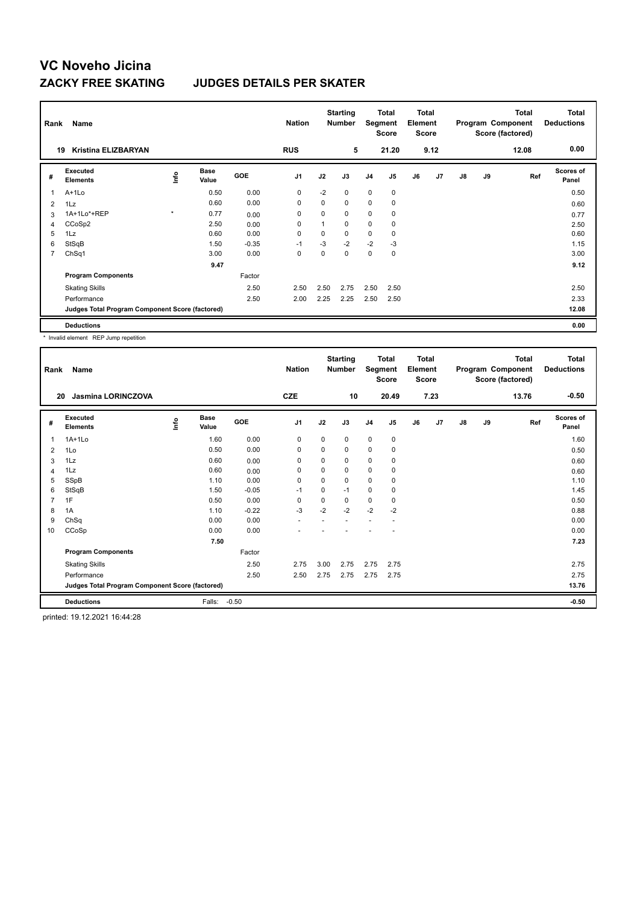# VC Noveho Jicina

## ZACKY FREE SKATING JUDGES DETAILS PER SKATER

| Rank | Name | Nation | Starting Number | Total Segment Score | Total Element Score | Total Program Component Score (factored) | Total Deductions |
|---|---|---|---|---|---|---|---|
| 19 | Kristina ELIZBARYAN | RUS | 5 | 21.20 | 9.12 | 12.08 | 0.00 |

| # | Executed Elements | Info | Base Value | GOE | J1 | J2 | J3 | J4 | J5 | J6 | J7 | J8 | J9 | Ref | Scores of Panel |
|---|---|---|---|---|---|---|---|---|---|---|---|---|---|---|---|
| 1 | A+1Lo | | 0.50 | 0.00 | 0 | -2 | 0 | 0 | 0 | | | | | | 0.50 |
| 2 | 1Lz | | 0.60 | 0.00 | 0 | 0 | 0 | 0 | 0 | | | | | | 0.60 |
| 3 | 1A+1Lo*+REP | * | 0.77 | 0.00 | 0 | 0 | 0 | 0 | 0 | | | | | | 0.77 |
| 4 | CCoSp2 | | 2.50 | 0.00 | 0 | 1 | 0 | 0 | 0 | | | | | | 2.50 |
| 5 | 1Lz | | 0.60 | 0.00 | 0 | 0 | 0 | 0 | 0 | | | | | | 0.60 |
| 6 | StSqB | | 1.50 | -0.35 | -1 | -3 | -2 | -2 | -3 | | | | | | 1.15 |
| 7 | ChSq1 | | 3.00 | 0.00 | 0 | 0 | 0 | 0 | 0 | | | | | | 3.00 |
| | | | 9.47 | | | | | | | | | | | | 9.12 |
| | **Program Components** | | | Factor | | | | | | | | | | | |
| | Skating Skills | | | 2.50 | 2.50 | 2.50 | 2.75 | 2.50 | 2.50 | | | | | | 2.50 |
| | Performance | | | 2.50 | 2.00 | 2.25 | 2.25 | 2.50 | 2.50 | | | | | | 2.33 |
| | **Judges Total Program Component Score (factored)** | | | | | | | | | | | | | | 12.08 |
| | **Deductions** | | | | | | | | | | | | | | 0.00 |

\* Invalid element REP Jump repetition

| Rank | Name | Nation | Starting Number | Total Segment Score | Total Element Score | Total Program Component Score (factored) | Total Deductions |
|---|---|---|---|---|---|---|---|
| 20 | Jasmina LORINCZOVA | CZE | 10 | 20.49 | 7.23 | 13.76 | -0.50 |

| # | Executed Elements | Info | Base Value | GOE | J1 | J2 | J3 | J4 | J5 | J6 | J7 | J8 | J9 | Ref | Scores of Panel |
|---|---|---|---|---|---|---|---|---|---|---|---|---|---|---|---|
| 1 | 1A+1Lo | | 1.60 | 0.00 | 0 | 0 | 0 | 0 | 0 | | | | | | 1.60 |
| 2 | 1Lo | | 0.50 | 0.00 | 0 | 0 | 0 | 0 | 0 | | | | | | 0.50 |
| 3 | 1Lz | | 0.60 | 0.00 | 0 | 0 | 0 | 0 | 0 | | | | | | 0.60 |
| 4 | 1Lz | | 0.60 | 0.00 | 0 | 0 | 0 | 0 | 0 | | | | | | 0.60 |
| 5 | SSpB | | 1.10 | 0.00 | 0 | 0 | 0 | 0 | 0 | | | | | | 1.10 |
| 6 | StSqB | | 1.50 | -0.05 | -1 | 0 | -1 | 0 | 0 | | | | | | 1.45 |
| 7 | 1F | | 0.50 | 0.00 | 0 | 0 | 0 | 0 | 0 | | | | | | 0.50 |
| 8 | 1A | | 1.10 | -0.22 | -3 | -2 | -2 | -2 | -2 | | | | | | 0.88 |
| 9 | ChSq | | 0.00 | 0.00 | - | - | - | - | - | | | | | | 0.00 |
| 10 | CCoSp | | 0.00 | 0.00 | - | - | - | - | - | | | | | | 0.00 |
| | | | 7.50 | | | | | | | | | | | | 7.23 |
| | **Program Components** | | | Factor | | | | | | | | | | | |
| | Skating Skills | | | 2.50 | 2.75 | 3.00 | 2.75 | 2.75 | 2.75 | | | | | | 2.75 |
| | Performance | | | 2.50 | 2.50 | 2.75 | 2.75 | 2.75 | 2.75 | | | | | | 2.75 |
| | **Judges Total Program Component Score (factored)** | | | | | | | | | | | | | | 13.76 |
| | **Deductions** | | Falls: | -0.50 | | | | | | | | | | | -0.50 |

printed: 19.12.2021 16:44:28